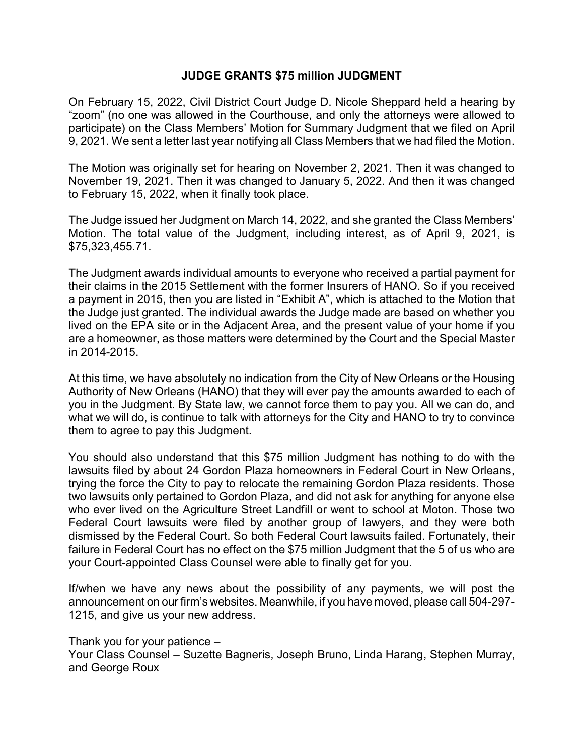# JUDGE GRANTS $75 million JUDGMENT

On February 15, 2022, Civil District Court Judge D. Nicole Sheppard held a hearing by "zoom" (no one was allowed in the Courthouse, and only the attorneys were allowed to participate) on the Class Members' Motion for Summary Judgment that we filed on April 9, 2021. We sent a letter last year notifying all Class Members that we had filed the Motion.

The Motion was originally set for hearing on November 2, 2021. Then it was changed to November 19, 2021. Then it was changed to January 5, 2022. And then it was changed to February 15, 2022, when it finally took place.

The Judge issued her Judgment on March 14, 2022, and she granted the Class Members' Motion. The total value of the Judgment, including interest, as of April 9, 2021, is $75,323,455.71.

The Judgment awards individual amounts to everyone who received a partial payment for their claims in the 2015 Settlement with the former Insurers of HANO. So if you received a payment in 2015, then you are listed in "Exhibit A", which is attached to the Motion that the Judge just granted. The individual awards the Judge made are based on whether you lived on the EPA site or in the Adjacent Area, and the present value of your home if you are a homeowner, as those matters were determined by the Court and the Special Master in 2014-2015.

At this time, we have absolutely no indication from the City of New Orleans or the Housing Authority of New Orleans (HANO) that they will ever pay the amounts awarded to each of you in the Judgment. By State law, we cannot force them to pay you. All we can do, and what we will do, is continue to talk with attorneys for the City and HANO to try to convince them to agree to pay this Judgment.

You should also understand that this $75 million Judgment has nothing to do with the lawsuits filed by about 24 Gordon Plaza homeowners in Federal Court in New Orleans, trying the force the City to pay to relocate the remaining Gordon Plaza residents. Those two lawsuits only pertained to Gordon Plaza, and did not ask for anything for anyone else who ever lived on the Agriculture Street Landfill or went to school at Moton. Those two Federal Court lawsuits were filed by another group of lawyers, and they were both dismissed by the Federal Court. So both Federal Court lawsuits failed. Fortunately, their failure in Federal Court has no effect on the $75 million Judgment that the 5 of us who are your Court-appointed Class Counsel were able to finally get for you.

If/when we have any news about the possibility of any payments, we will post the announcement on our firm's websites. Meanwhile, if you have moved, please call 504-297-1215, and give us your new address.

Thank you for your patience –
Your Class Counsel – Suzette Bagneris, Joseph Bruno, Linda Harang, Stephen Murray, and George Roux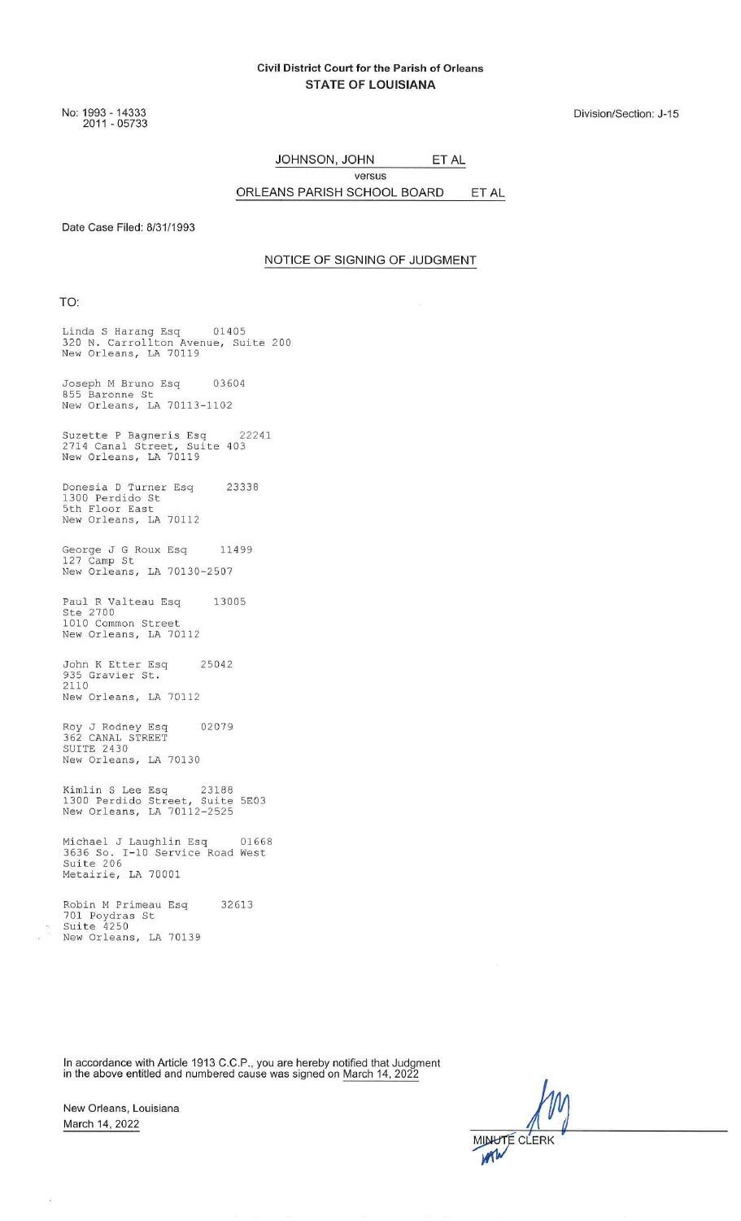**Civil District Court for the Parish of Orleans**
**STATE OF LOUISIANA**

No: 1993 - 14333
2011 - 05733

Division/Section: J-15

JOHNSON, JOHN ET AL

versus

ORLEANS PARISH SCHOOL BOARD ET AL

Date Case Filed: 8/31/1993

NOTICE OF SIGNING OF JUDGMENT

TO:

Linda S Harang Esq 01405
320 N. Carrollton Avenue, Suite 200
New Orleans, LA 70119

Joseph M Bruno Esq 03604
855 Baronne St
New Orleans, LA 70113-1102

Suzette P Bagneris Esq 22241
2714 Canal Street, Suite 403
New Orleans, LA 70119

Donesia D Turner Esq 23338
1300 Perdido St
5th Floor East
New Orleans, LA 70112

George J G Roux Esq 11499
127 Camp St
New Orleans, LA 70130-2507

Paul R Valteau Esq 13005
Ste 2700
1010 Common Street
New Orleans, LA 70112

John K Etter Esq 25042
935 Gravier St.
2110
New Orleans, LA 70112

Roy J Rodney Esq 02079
362 CANAL STREET
SUITE 2430
New Orleans, LA 70130

Kimlin S Lee Esq 23188
1300 Perdido Street, Suite 5E03
New Orleans, LA 70112-2525

Michael J Laughlin Esq 01668
3636 So. I-10 Service Road West
Suite 206
Metairie, LA 70001

Robin M Primeau Esq 32613
701 Poydras St
Suite 4250
New Orleans, LA 70139

In accordance with Article 1913 C.C.P., you are hereby notified that Judgment in the above entitled and numbered cause was signed on March 14, 2022

New Orleans, Louisiana
March 14, 2022

MINUTE CLERK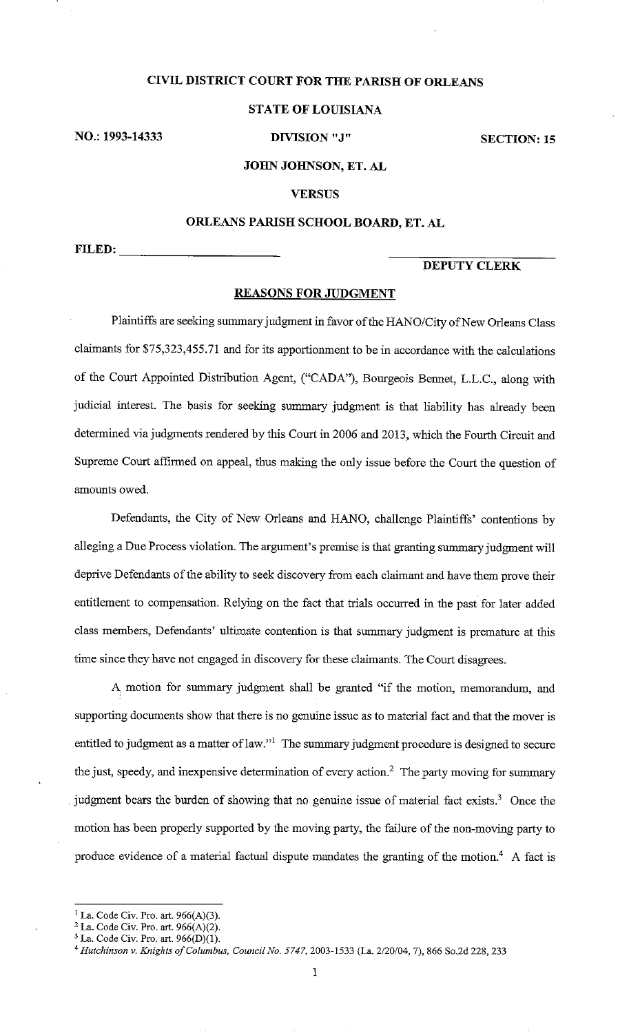**CIVIL DISTRICT COURT FOR THE PARISH OF ORLEANS**

**STATE OF LOUISIANA**

**NO.: 1993-14333** **DIVISION "J"** **SECTION: 15**

**JOHN JOHNSON, ET. AL**

**VERSUS**

**ORLEANS PARISH SCHOOL BOARD, ET. AL**

**FILED:** ______________________ ______________________

**DEPUTY CLERK**

## REASONS FOR JUDGMENT

Plaintiffs are seeking summary judgment in favor of the HANO/City of New Orleans Class claimants for $75,323,455.71 and for its apportionment to be in accordance with the calculations of the Court Appointed Distribution Agent, ("CADA"), Bourgeois Bennet, L.L.C., along with judicial interest. The basis for seeking summary judgment is that liability has already been determined via judgments rendered by this Court in 2006 and 2013, which the Fourth Circuit and Supreme Court affirmed on appeal, thus making the only issue before the Court the question of amounts owed.

Defendants, the City of New Orleans and HANO, challenge Plaintiffs' contentions by alleging a Due Process violation. The argument's premise is that granting summary judgment will deprive Defendants of the ability to seek discovery from each claimant and have them prove their entitlement to compensation. Relying on the fact that trials occurred in the past for later added class members, Defendants' ultimate contention is that summary judgment is premature at this time since they have not engaged in discovery for these claimants. The Court disagrees.

A motion for summary judgment shall be granted "if the motion, memorandum, and supporting documents show that there is no genuine issue as to material fact and that the mover is entitled to judgment as a matter of law."[1] The summary judgment procedure is designed to secure the just, speedy, and inexpensive determination of every action.[2] The party moving for summary judgment bears the burden of showing that no genuine issue of material fact exists.[3] Once the motion has been properly supported by the moving party, the failure of the non-moving party to produce evidence of a material factual dispute mandates the granting of the motion.[4] A fact is

---

[1] La. Code Civ. Pro. art. 966(A)(3).

[2] La. Code Civ. Pro. art. 966(A)(2).

[3] La. Code Civ. Pro. art. 966(D)(1).

[4] *Hutchinson v. Knights of Columbus, Council No. 5747*, 2003-1533 (La. 2/20/04, 7), 866 So.2d 228, 233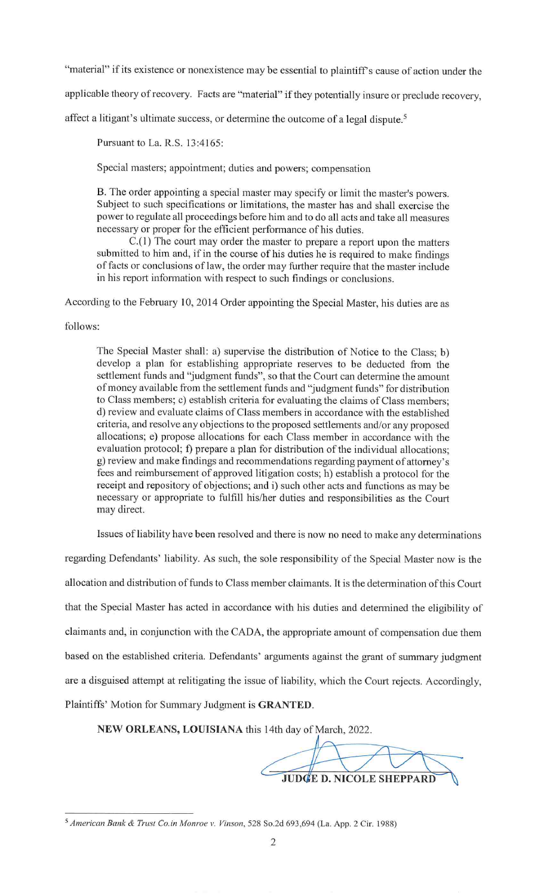"material" if its existence or nonexistence may be essential to plaintiff's cause of action under the applicable theory of recovery. Facts are "material" if they potentially insure or preclude recovery, affect a litigant's ultimate success, or determine the outcome of a legal dispute.[5]

Pursuant to La. R.S. 13:4165:

> Special masters; appointment; duties and powers; compensation
>
> B. The order appointing a special master may specify or limit the master's powers. Subject to such specifications or limitations, the master has and shall exercise the power to regulate all proceedings before him and to do all acts and take all measures necessary or proper for the efficient performance of his duties.
>
> C.(1) The court may order the master to prepare a report upon the matters submitted to him and, if in the course of his duties he is required to make findings of facts or conclusions of law, the order may further require that the master include in his report information with respect to such findings or conclusions.

According to the February 10, 2014 Order appointing the Special Master, his duties are as follows:

> The Special Master shall: a) supervise the distribution of Notice to the Class; b) develop a plan for establishing appropriate reserves to be deducted from the settlement funds and "judgment funds", so that the Court can determine the amount of money available from the settlement funds and "judgment funds" for distribution to Class members; c) establish criteria for evaluating the claims of Class members; d) review and evaluate claims of Class members in accordance with the established criteria, and resolve any objections to the proposed settlements and/or any proposed allocations; e) propose allocations for each Class member in accordance with the evaluation protocol; f) prepare a plan for distribution of the individual allocations; g) review and make findings and recommendations regarding payment of attorney's fees and reimbursement of approved litigation costs; h) establish a protocol for the receipt and repository of objections; and i) such other acts and functions as may be necessary or appropriate to fulfill his/her duties and responsibilities as the Court may direct.

Issues of liability have been resolved and there is now no need to make any determinations regarding Defendants' liability. As such, the sole responsibility of the Special Master now is the allocation and distribution of funds to Class member claimants. It is the determination of this Court that the Special Master has acted in accordance with his duties and determined the eligibility of claimants and, in conjunction with the CADA, the appropriate amount of compensation due them based on the established criteria. Defendants' arguments against the grant of summary judgment are a disguised attempt at relitigating the issue of liability, which the Court rejects. Accordingly, Plaintiffs' Motion for Summary Judgment is **GRANTED**.

**NEW ORLEANS, LOUISIANA** this 14th day of March, 2022.

**JUDGE D. NICOLE SHEPPARD**

---

[5] *American Bank & Trust Co.in Monroe v. Vinson*, 528 So.2d 693,694 (La. App. 2 Cir. 1988)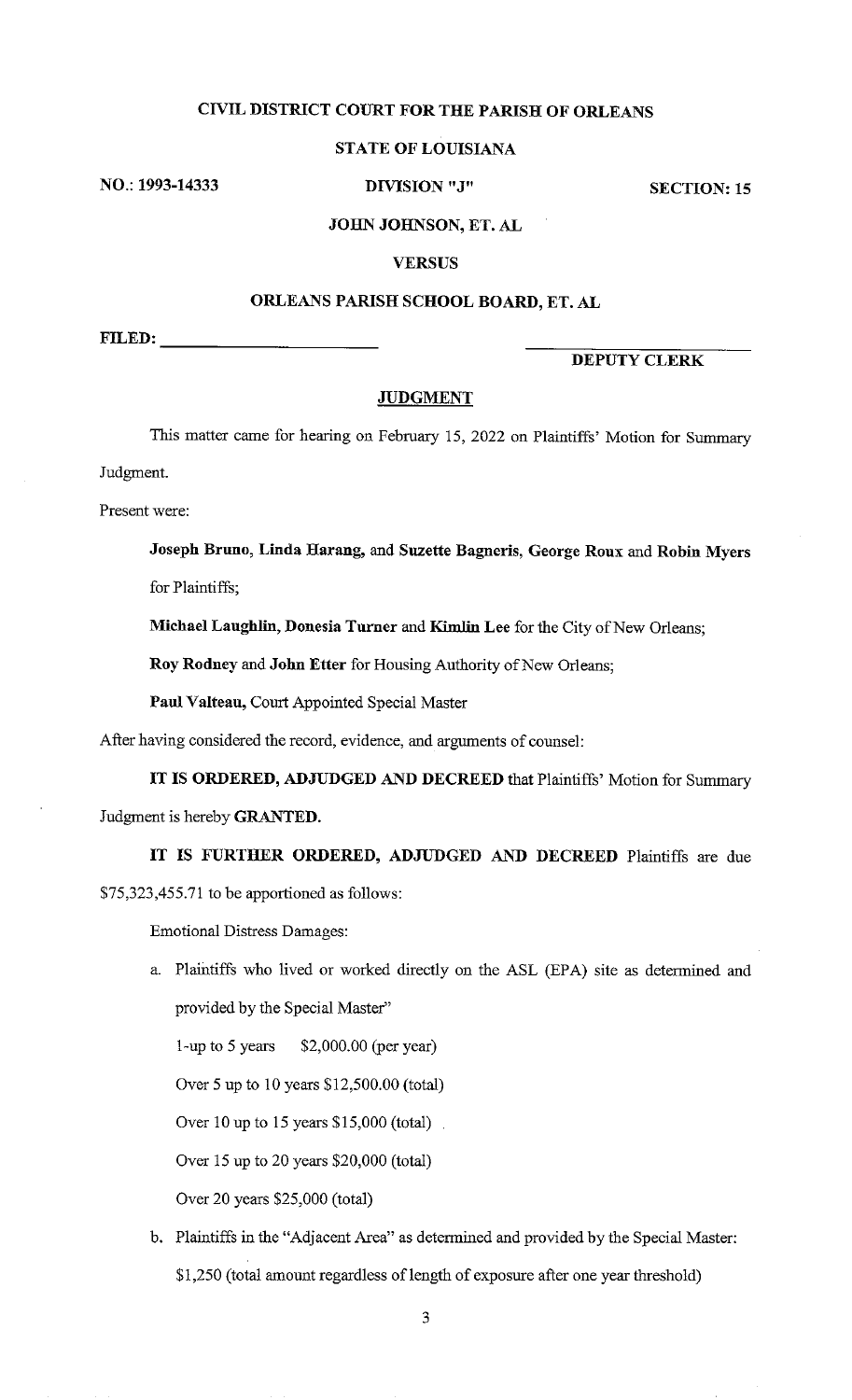**CIVIL DISTRICT COURT FOR THE PARISH OF ORLEANS**

**STATE OF LOUISIANA**

**NO.: 1993-14333** **DIVISION "J"** **SECTION: 15**

**JOHN JOHNSON, ET. AL**

**VERSUS**

**ORLEANS PARISH SCHOOL BOARD, ET. AL**

**FILED:** ______________________ ______________________
**DEPUTY CLERK**

## JUDGMENT

This matter came for hearing on February 15, 2022 on Plaintiffs' Motion for Summary Judgment.

Present were:

**Joseph Bruno, Linda Harang,** and **Suzette Bagneris, George Roux** and **Robin Myers** for Plaintiffs;

**Michael Laughlin, Donesia Turner** and **Kimlin Lee** for the City of New Orleans;

**Roy Rodney** and **John Etter** for Housing Authority of New Orleans;

**Paul Valteau,** Court Appointed Special Master

After having considered the record, evidence, and arguments of counsel:

**IT IS ORDERED, ADJUDGED AND DECREED** that Plaintiffs' Motion for Summary Judgment is hereby **GRANTED.**

**IT IS FURTHER ORDERED, ADJUDGED AND DECREED** Plaintiffs are due $75,323,455.71 to be apportioned as follows:

Emotional Distress Damages:

a. Plaintiffs who lived or worked directly on the ASL (EPA) site as determined and provided by the Special Master"

   1-up to 5 years $2,000.00 (per year)

   Over 5 up to 10 years $12,500.00 (total)

   Over 10 up to 15 years $15,000 (total)

   Over 15 up to 20 years $20,000 (total)

   Over 20 years $25,000 (total)

b. Plaintiffs in the "Adjacent Area" as determined and provided by the Special Master:

   $1,250 (total amount regardless of length of exposure after one year threshold)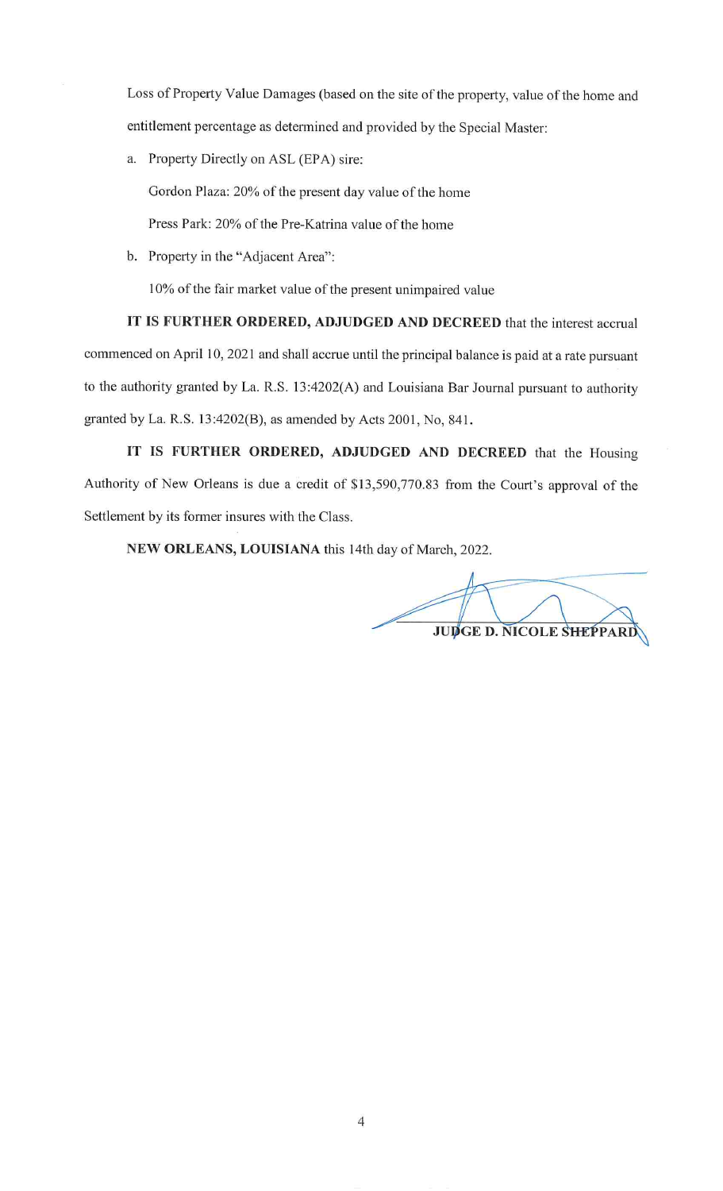Loss of Property Value Damages (based on the site of the property, value of the home and entitlement percentage as determined and provided by the Special Master:

a. Property Directly on ASL (EPA) sire:

Gordon Plaza: 20% of the present day value of the home

Press Park: 20% of the Pre-Katrina value of the home

b. Property in the "Adjacent Area":

10% of the fair market value of the present unimpaired value

**IT IS FURTHER ORDERED, ADJUDGED AND DECREED** that the interest accrual commenced on April 10, 2021 and shall accrue until the principal balance is paid at a rate pursuant to the authority granted by La. R.S. 13:4202(A) and Louisiana Bar Journal pursuant to authority granted by La. R.S. 13:4202(B), as amended by Acts 2001, No, 841.

**IT IS FURTHER ORDERED, ADJUDGED AND DECREED** that the Housing Authority of New Orleans is due a credit of $13,590,770.83 from the Court's approval of the Settlement by its former insures with the Class.

**NEW ORLEANS, LOUISIANA** this 14th day of March, 2022.

**JUDGE D. NICOLE SHEPPARD**